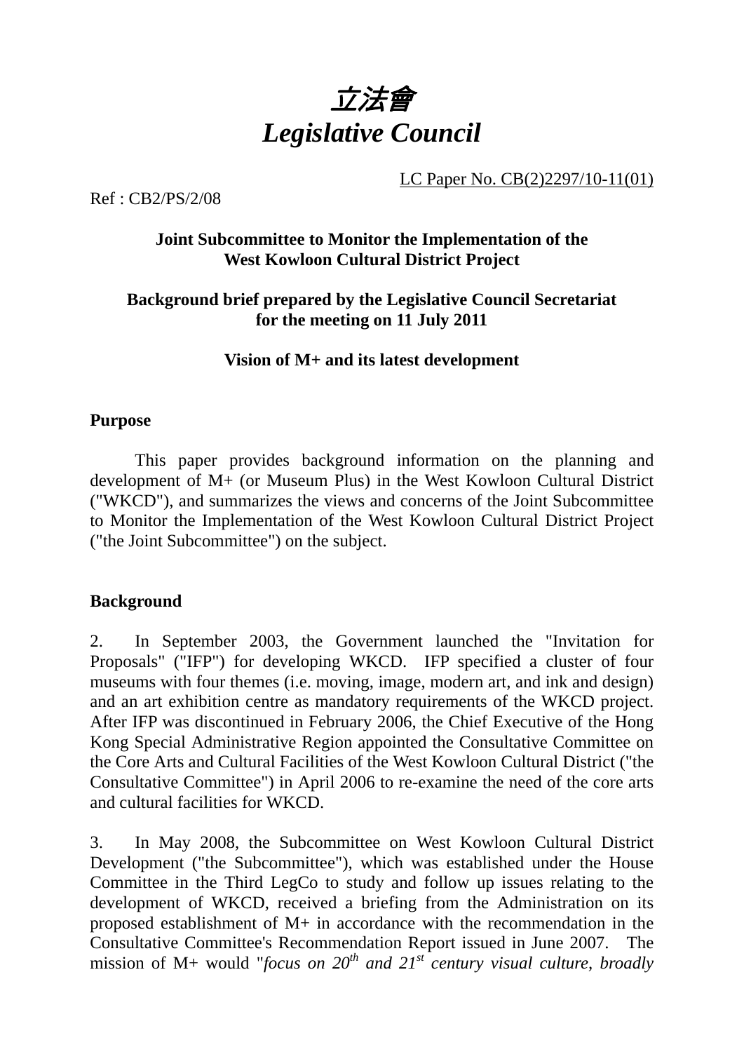# *立法會*
# *Legislative Council*

LC Paper No. CB(2)2297/10-11(01)

Ref : CB2/PS/2/08

**Joint Subcommittee to Monitor the Implementation of the West Kowloon Cultural District Project**

**Background brief prepared by the Legislative Council Secretariat for the meeting on 11 July 2011**

**Vision of M+ and its latest development**

## Purpose

This paper provides background information on the planning and development of M+ (or Museum Plus) in the West Kowloon Cultural District ("WKCD"), and summarizes the views and concerns of the Joint Subcommittee to Monitor the Implementation of the West Kowloon Cultural District Project ("the Joint Subcommittee") on the subject.

## Background

2. In September 2003, the Government launched the "Invitation for Proposals" ("IFP") for developing WKCD. IFP specified a cluster of four museums with four themes (i.e. moving, image, modern art, and ink and design) and an art exhibition centre as mandatory requirements of the WKCD project. After IFP was discontinued in February 2006, the Chief Executive of the Hong Kong Special Administrative Region appointed the Consultative Committee on the Core Arts and Cultural Facilities of the West Kowloon Cultural District ("the Consultative Committee") in April 2006 to re-examine the need of the core arts and cultural facilities for WKCD.

3. In May 2008, the Subcommittee on West Kowloon Cultural District Development ("the Subcommittee"), which was established under the House Committee in the Third LegCo to study and follow up issues relating to the development of WKCD, received a briefing from the Administration on its proposed establishment of M+ in accordance with the recommendation in the Consultative Committee's Recommendation Report issued in June 2007. The mission of M+ would "*focus on 20th and 21st century visual culture, broadly*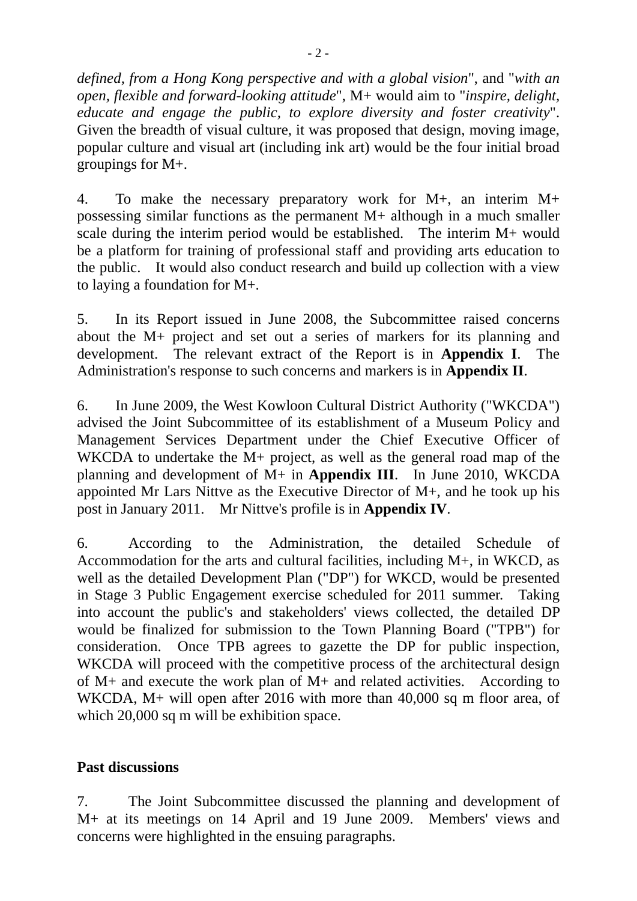*defined, from a Hong Kong perspective and with a global vision*", and "*with an open, flexible and forward-looking attitude*", M+ would aim to "*inspire, delight, educate and engage the public, to explore diversity and foster creativity*". Given the breadth of visual culture, it was proposed that design, moving image, popular culture and visual art (including ink art) would be the four initial broad groupings for M+.

4. To make the necessary preparatory work for M+, an interim M+ possessing similar functions as the permanent M+ although in a much smaller scale during the interim period would be established. The interim M+ would be a platform for training of professional staff and providing arts education to the public. It would also conduct research and build up collection with a view to laying a foundation for M+.

5. In its Report issued in June 2008, the Subcommittee raised concerns about the M+ project and set out a series of markers for its planning and development. The relevant extract of the Report is in **Appendix I**. The Administration's response to such concerns and markers is in **Appendix II**.

6. In June 2009, the West Kowloon Cultural District Authority ("WKCDA") advised the Joint Subcommittee of its establishment of a Museum Policy and Management Services Department under the Chief Executive Officer of WKCDA to undertake the M+ project, as well as the general road map of the planning and development of M+ in **Appendix III**. In June 2010, WKCDA appointed Mr Lars Nittve as the Executive Director of M+, and he took up his post in January 2011. Mr Nittve's profile is in **Appendix IV**.

6. According to the Administration, the detailed Schedule of Accommodation for the arts and cultural facilities, including M+, in WKCD, as well as the detailed Development Plan ("DP") for WKCD, would be presented in Stage 3 Public Engagement exercise scheduled for 2011 summer. Taking into account the public's and stakeholders' views collected, the detailed DP would be finalized for submission to the Town Planning Board ("TPB") for consideration. Once TPB agrees to gazette the DP for public inspection, WKCDA will proceed with the competitive process of the architectural design of M+ and execute the work plan of M+ and related activities. According to WKCDA, M+ will open after 2016 with more than 40,000 sq m floor area, of which 20,000 sq m will be exhibition space.

**Past discussions**

7. The Joint Subcommittee discussed the planning and development of M+ at its meetings on 14 April and 19 June 2009. Members' views and concerns were highlighted in the ensuing paragraphs.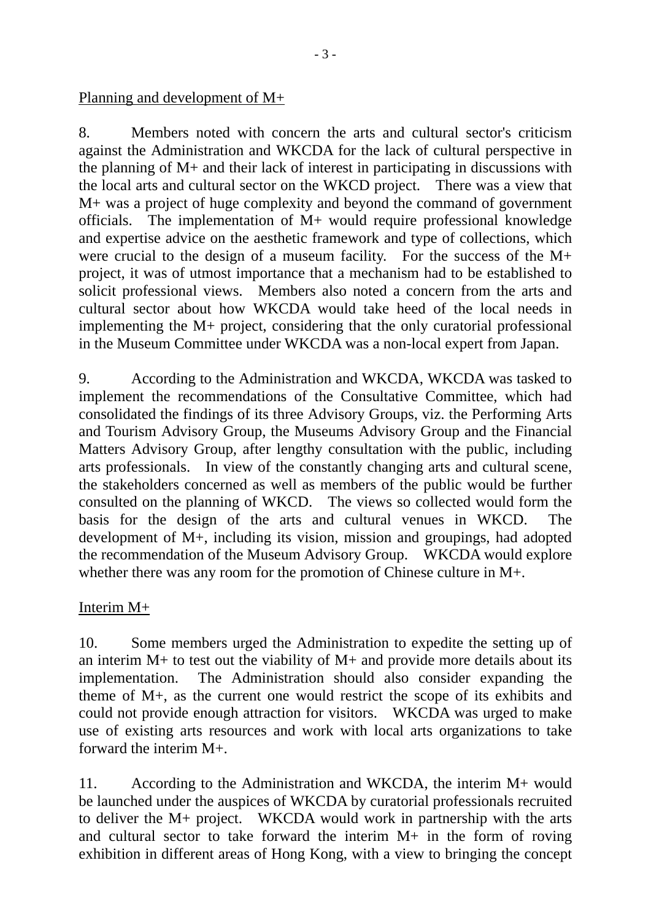Planning and development of M+

8. Members noted with concern the arts and cultural sector's criticism against the Administration and WKCDA for the lack of cultural perspective in the planning of M+ and their lack of interest in participating in discussions with the local arts and cultural sector on the WKCD project. There was a view that M+ was a project of huge complexity and beyond the command of government officials. The implementation of M+ would require professional knowledge and expertise advice on the aesthetic framework and type of collections, which were crucial to the design of a museum facility. For the success of the M+ project, it was of utmost importance that a mechanism had to be established to solicit professional views. Members also noted a concern from the arts and cultural sector about how WKCDA would take heed of the local needs in implementing the M+ project, considering that the only curatorial professional in the Museum Committee under WKCDA was a non-local expert from Japan.

9. According to the Administration and WKCDA, WKCDA was tasked to implement the recommendations of the Consultative Committee, which had consolidated the findings of its three Advisory Groups, viz. the Performing Arts and Tourism Advisory Group, the Museums Advisory Group and the Financial Matters Advisory Group, after lengthy consultation with the public, including arts professionals. In view of the constantly changing arts and cultural scene, the stakeholders concerned as well as members of the public would be further consulted on the planning of WKCD. The views so collected would form the basis for the design of the arts and cultural venues in WKCD. The development of M+, including its vision, mission and groupings, had adopted the recommendation of the Museum Advisory Group. WKCDA would explore whether there was any room for the promotion of Chinese culture in M+.

Interim M+

10. Some members urged the Administration to expedite the setting up of an interim M+ to test out the viability of M+ and provide more details about its implementation. The Administration should also consider expanding the theme of M+, as the current one would restrict the scope of its exhibits and could not provide enough attraction for visitors. WKCDA was urged to make use of existing arts resources and work with local arts organizations to take forward the interim M+.

11. According to the Administration and WKCDA, the interim M+ would be launched under the auspices of WKCDA by curatorial professionals recruited to deliver the M+ project. WKCDA would work in partnership with the arts and cultural sector to take forward the interim M+ in the form of roving exhibition in different areas of Hong Kong, with a view to bringing the concept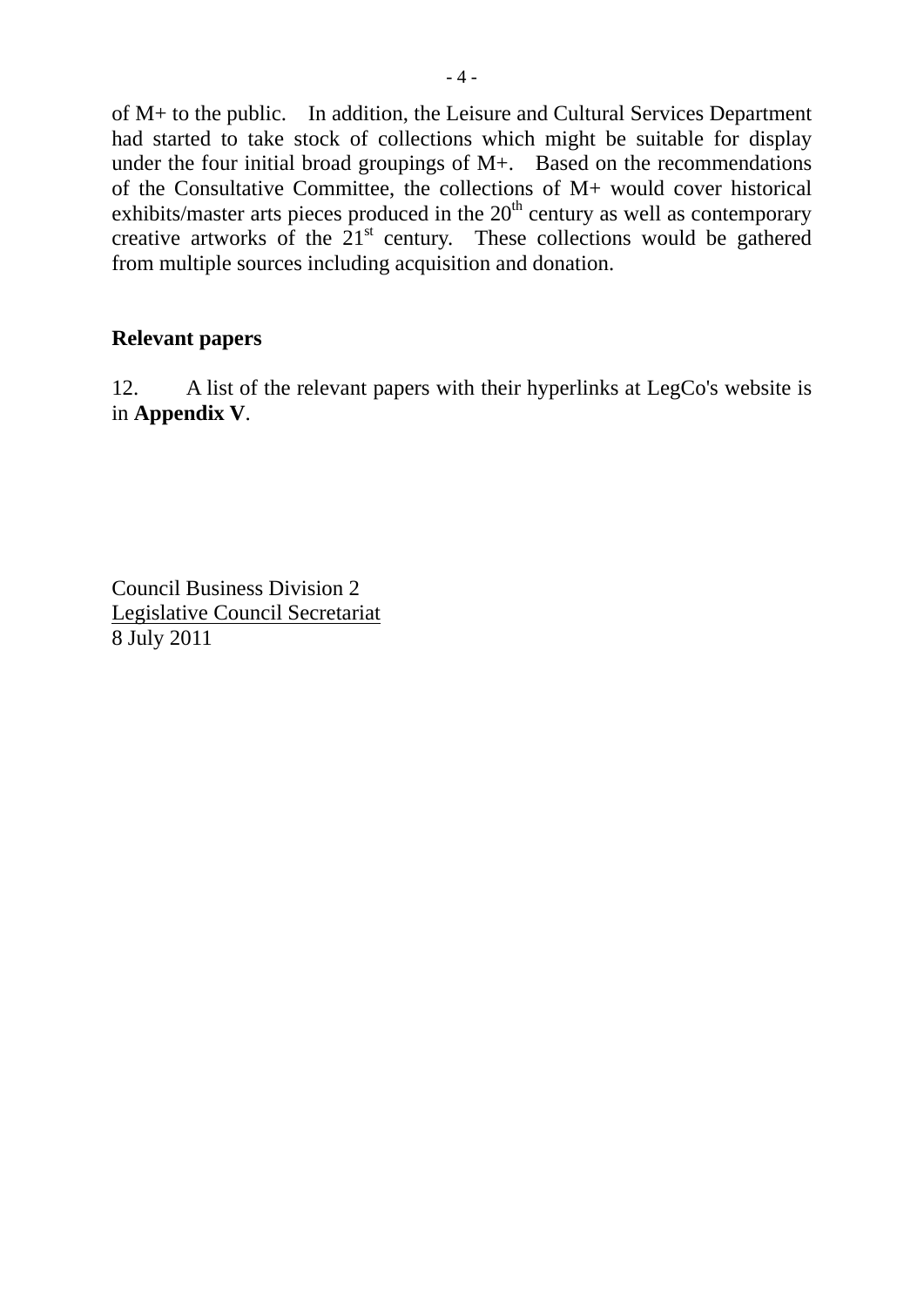of M+ to the public. In addition, the Leisure and Cultural Services Department had started to take stock of collections which might be suitable for display under the four initial broad groupings of M+. Based on the recommendations of the Consultative Committee, the collections of M+ would cover historical exhibits/master arts pieces produced in the 20th century as well as contemporary creative artworks of the 21st century. These collections would be gathered from multiple sources including acquisition and donation.

## Relevant papers

12. A list of the relevant papers with their hyperlinks at LegCo's website is in **Appendix V**.

Council Business Division 2
Legislative Council Secretariat
8 July 2011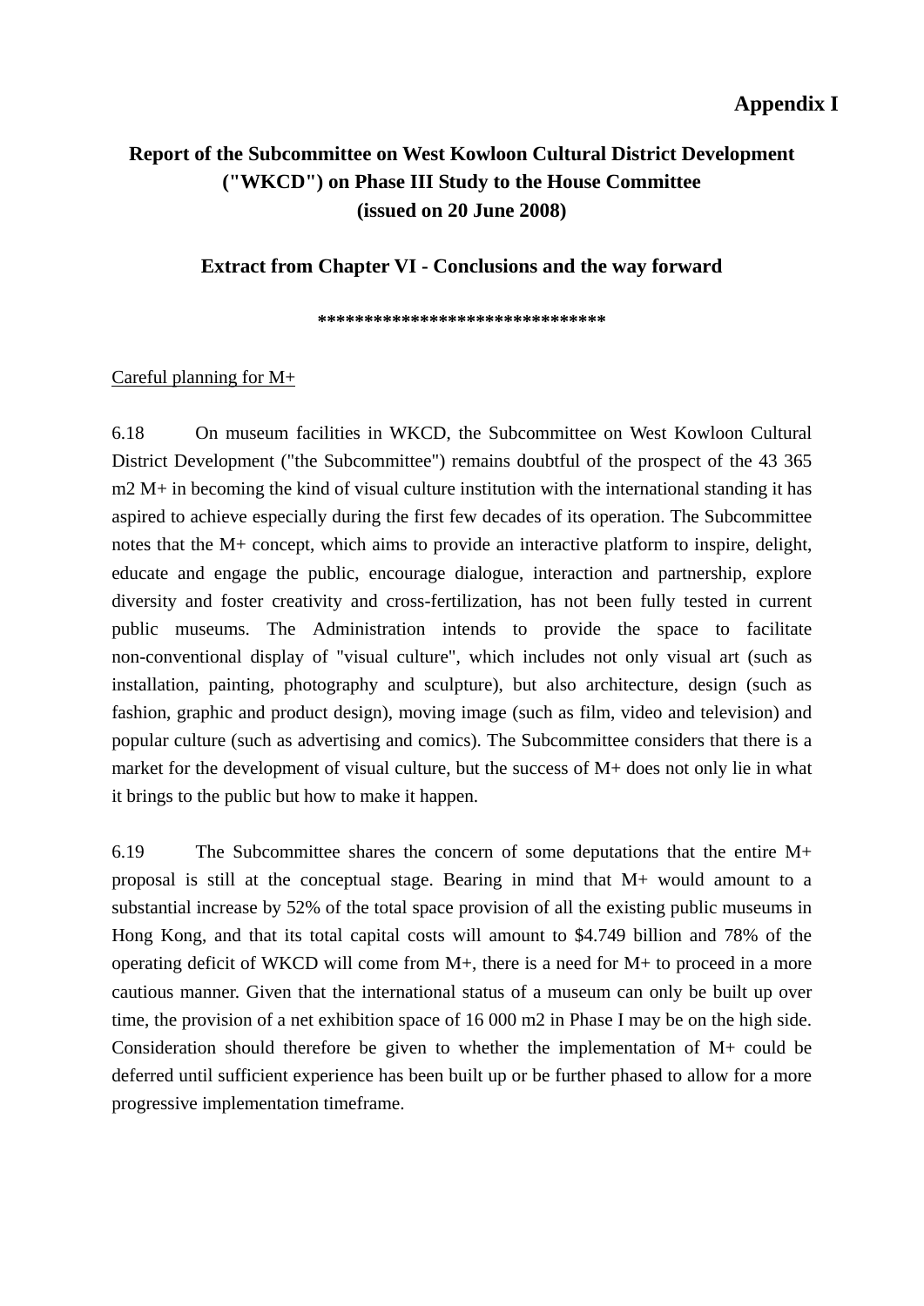**Appendix I**

# Report of the Subcommittee on West Kowloon Cultural District Development ("WKCD") on Phase III Study to the House Committee (issued on 20 June 2008)

## Extract from Chapter VI - Conclusions and the way forward

******************************

<u>Careful planning for M+</u>

6.18 On museum facilities in WKCD, the Subcommittee on West Kowloon Cultural District Development ("the Subcommittee") remains doubtful of the prospect of the 43 365 m2 M+ in becoming the kind of visual culture institution with the international standing it has aspired to achieve especially during the first few decades of its operation. The Subcommittee notes that the M+ concept, which aims to provide an interactive platform to inspire, delight, educate and engage the public, encourage dialogue, interaction and partnership, explore diversity and foster creativity and cross-fertilization, has not been fully tested in current public museums. The Administration intends to provide the space to facilitate non-conventional display of "visual culture", which includes not only visual art (such as installation, painting, photography and sculpture), but also architecture, design (such as fashion, graphic and product design), moving image (such as film, video and television) and popular culture (such as advertising and comics). The Subcommittee considers that there is a market for the development of visual culture, but the success of M+ does not only lie in what it brings to the public but how to make it happen.

6.19 The Subcommittee shares the concern of some deputations that the entire M+ proposal is still at the conceptual stage. Bearing in mind that M+ would amount to a substantial increase by 52% of the total space provision of all the existing public museums in Hong Kong, and that its total capital costs will amount to $4.749 billion and 78% of the operating deficit of WKCD will come from M+, there is a need for M+ to proceed in a more cautious manner. Given that the international status of a museum can only be built up over time, the provision of a net exhibition space of 16 000 m2 in Phase I may be on the high side. Consideration should therefore be given to whether the implementation of M+ could be deferred until sufficient experience has been built up or be further phased to allow for a more progressive implementation timeframe.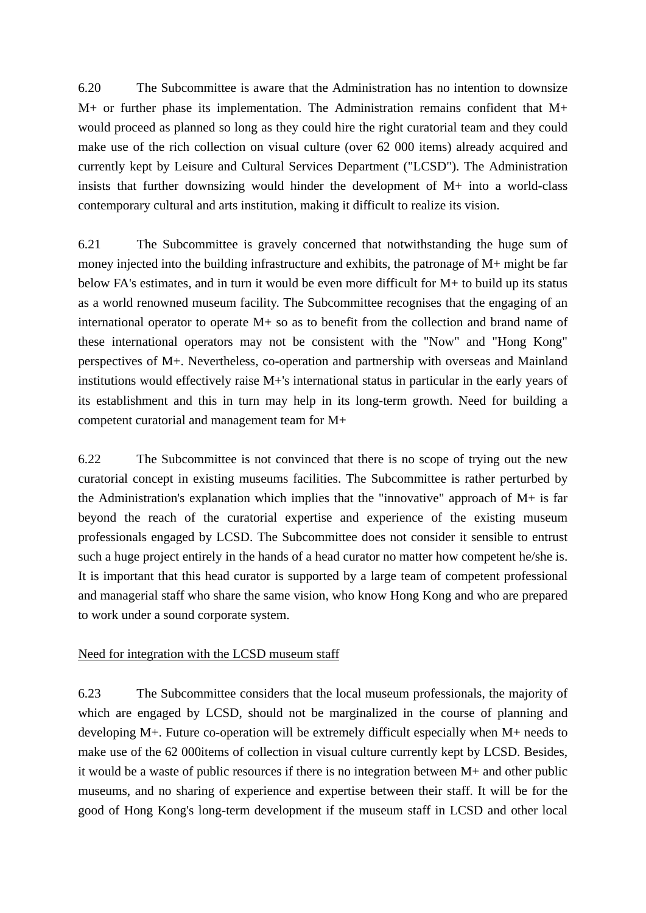6.20 The Subcommittee is aware that the Administration has no intention to downsize M+ or further phase its implementation. The Administration remains confident that M+ would proceed as planned so long as they could hire the right curatorial team and they could make use of the rich collection on visual culture (over 62 000 items) already acquired and currently kept by Leisure and Cultural Services Department ("LCSD"). The Administration insists that further downsizing would hinder the development of M+ into a world-class contemporary cultural and arts institution, making it difficult to realize its vision.

6.21 The Subcommittee is gravely concerned that notwithstanding the huge sum of money injected into the building infrastructure and exhibits, the patronage of M+ might be far below FA's estimates, and in turn it would be even more difficult for M+ to build up its status as a world renowned museum facility. The Subcommittee recognises that the engaging of an international operator to operate M+ so as to benefit from the collection and brand name of these international operators may not be consistent with the "Now" and "Hong Kong" perspectives of M+. Nevertheless, co-operation and partnership with overseas and Mainland institutions would effectively raise M+'s international status in particular in the early years of its establishment and this in turn may help in its long-term growth. Need for building a competent curatorial and management team for M+

6.22 The Subcommittee is not convinced that there is no scope of trying out the new curatorial concept in existing museums facilities. The Subcommittee is rather perturbed by the Administration's explanation which implies that the "innovative" approach of M+ is far beyond the reach of the curatorial expertise and experience of the existing museum professionals engaged by LCSD. The Subcommittee does not consider it sensible to entrust such a huge project entirely in the hands of a head curator no matter how competent he/she is. It is important that this head curator is supported by a large team of competent professional and managerial staff who share the same vision, who know Hong Kong and who are prepared to work under a sound corporate system.

<u>Need for integration with the LCSD museum staff</u>

6.23 The Subcommittee considers that the local museum professionals, the majority of which are engaged by LCSD, should not be marginalized in the course of planning and developing M+. Future co-operation will be extremely difficult especially when M+ needs to make use of the 62 000items of collection in visual culture currently kept by LCSD. Besides, it would be a waste of public resources if there is no integration between M+ and other public museums, and no sharing of experience and expertise between their staff. It will be for the good of Hong Kong's long-term development if the museum staff in LCSD and other local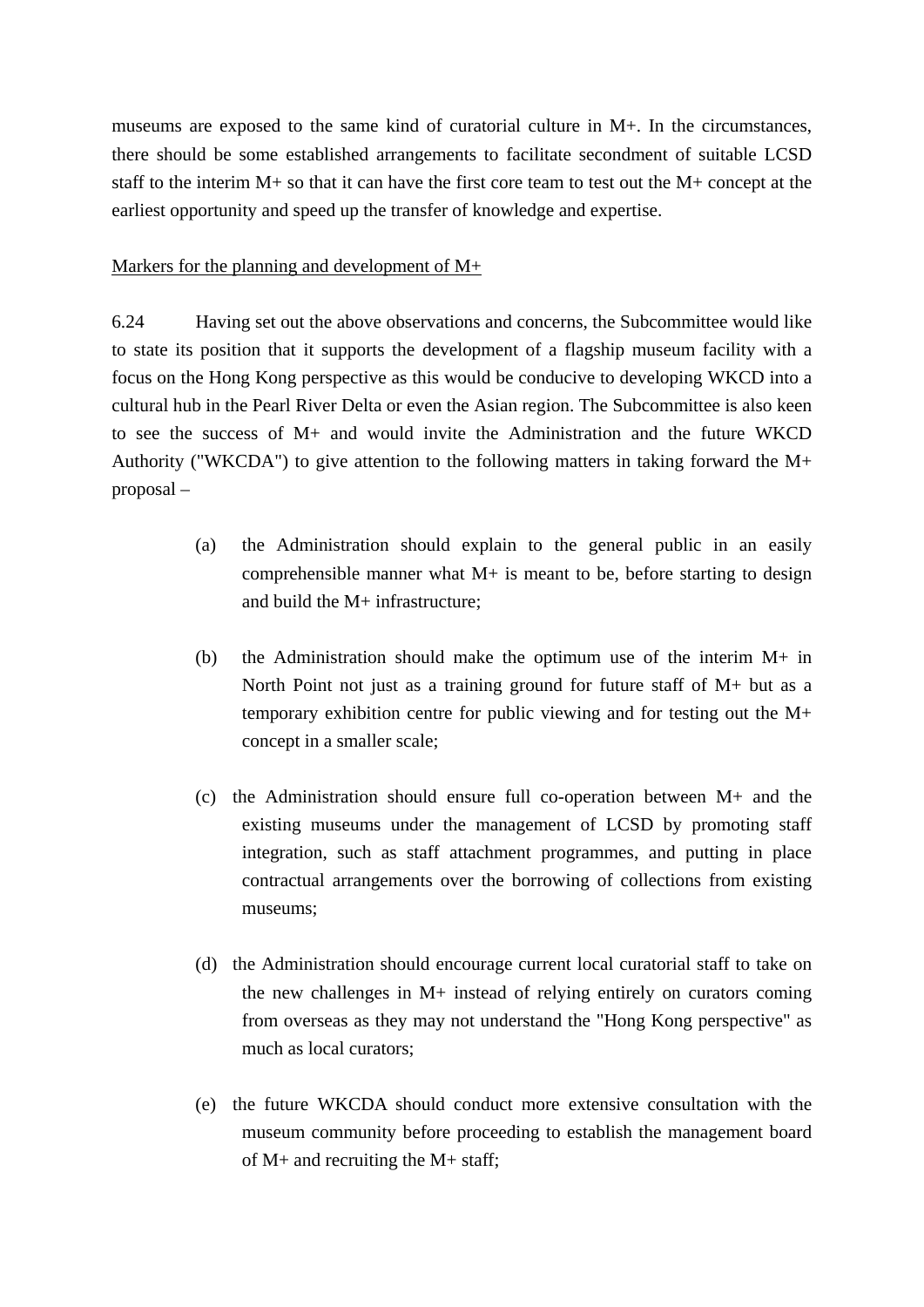museums are exposed to the same kind of curatorial culture in M+. In the circumstances, there should be some established arrangements to facilitate secondment of suitable LCSD staff to the interim M+ so that it can have the first core team to test out the M+ concept at the earliest opportunity and speed up the transfer of knowledge and expertise.

<u>Markers for the planning and development of M+</u>

6.24 Having set out the above observations and concerns, the Subcommittee would like to state its position that it supports the development of a flagship museum facility with a focus on the Hong Kong perspective as this would be conducive to developing WKCD into a cultural hub in the Pearl River Delta or even the Asian region. The Subcommittee is also keen to see the success of M+ and would invite the Administration and the future WKCD Authority ("WKCDA") to give attention to the following matters in taking forward the M+ proposal –

(a) the Administration should explain to the general public in an easily comprehensible manner what M+ is meant to be, before starting to design and build the M+ infrastructure;

(b) the Administration should make the optimum use of the interim M+ in North Point not just as a training ground for future staff of M+ but as a temporary exhibition centre for public viewing and for testing out the M+ concept in a smaller scale;

(c) the Administration should ensure full co-operation between M+ and the existing museums under the management of LCSD by promoting staff integration, such as staff attachment programmes, and putting in place contractual arrangements over the borrowing of collections from existing museums;

(d) the Administration should encourage current local curatorial staff to take on the new challenges in M+ instead of relying entirely on curators coming from overseas as they may not understand the "Hong Kong perspective" as much as local curators;

(e) the future WKCDA should conduct more extensive consultation with the museum community before proceeding to establish the management board of M+ and recruiting the M+ staff;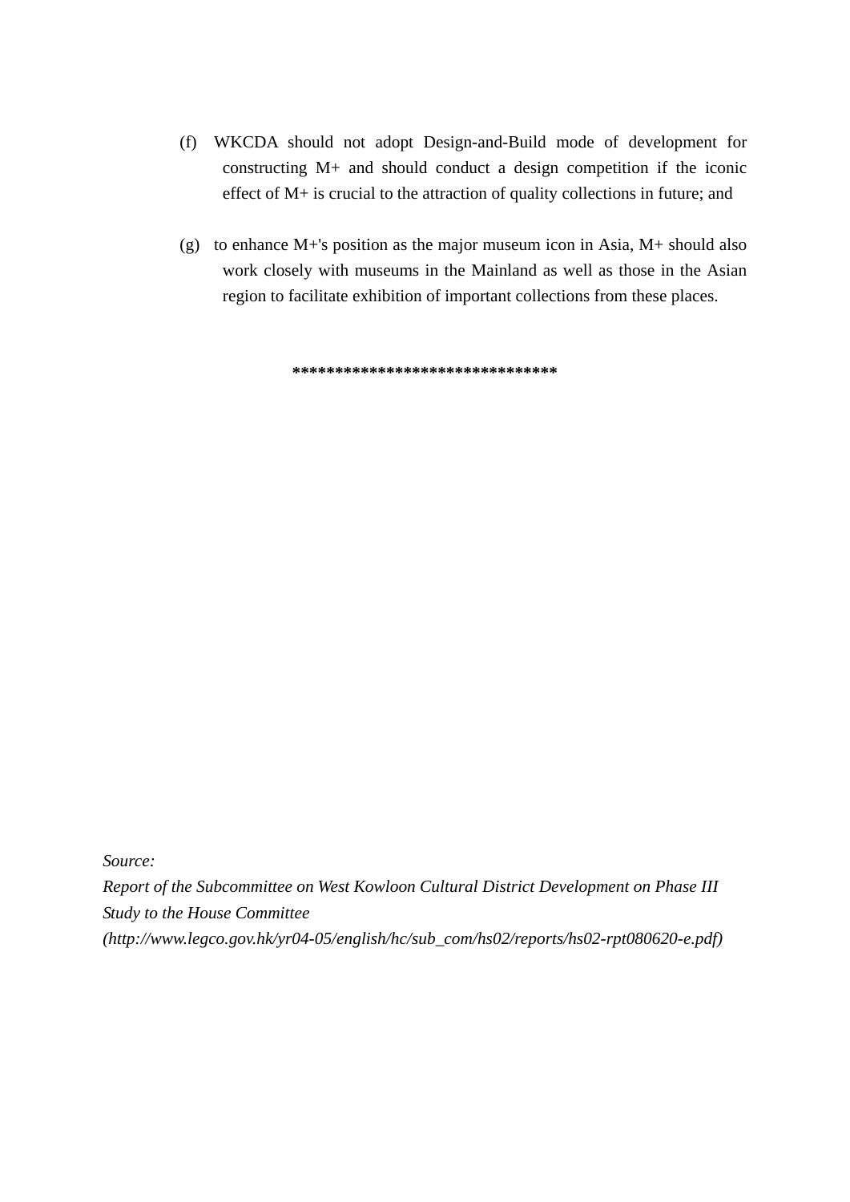(f) WKCDA should not adopt Design-and-Build mode of development for constructing M+ and should conduct a design competition if the iconic effect of M+ is crucial to the attraction of quality collections in future; and

(g) to enhance M+'s position as the major museum icon in Asia, M+ should also work closely with museums in the Mainland as well as those in the Asian region to facilitate exhibition of important collections from these places.

******************************

*Source:*
*Report of the Subcommittee on West Kowloon Cultural District Development on Phase III Study to the House Committee*
*(http://www.legco.gov.hk/yr04-05/english/hc/sub_com/hs02/reports/hs02-rpt080620-e.pdf)*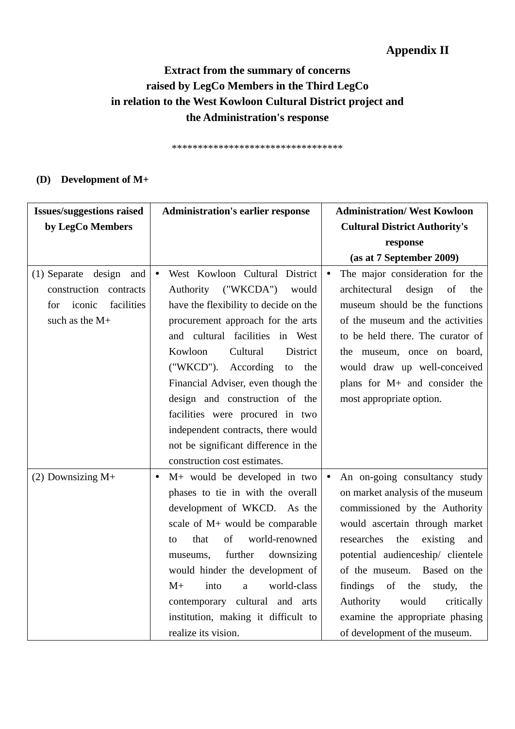**Appendix II**

**Extract from the summary of concerns raised by LegCo Members in the Third LegCo in relation to the West Kowloon Cultural District project and the Administration's response**

********************************

**(D) Development of M+**

| Issues/suggestions raised by LegCo Members | Administration's earlier response | Administration/ West Kowloon Cultural District Authority's response (as at 7 September 2009) |
|---|---|---|
| (1) Separate design and construction contracts for iconic facilities such as the M+ | • West Kowloon Cultural District Authority ("WKCDA") would have the flexibility to decide on the procurement approach for the arts and cultural facilities in West Kowloon Cultural District ("WKCD"). According to the Financial Adviser, even though the design and construction of the facilities were procured in two independent contracts, there would not be significant difference in the construction cost estimates. | • The major consideration for the architectural design of the museum should be the functions of the museum and the activities to be held there. The curator of the museum, once on board, would draw up well-conceived plans for M+ and consider the most appropriate option. |
| (2) Downsizing M+ | • M+ would be developed in two phases to tie in with the overall development of WKCD. As the scale of M+ would be comparable to that of world-renowned museums, further downsizing would hinder the development of M+ into a world-class contemporary cultural and arts institution, making it difficult to realize its vision. | • An on-going consultancy study on market analysis of the museum commissioned by the Authority would ascertain through market researches the existing and potential audienceship/ clientele of the museum. Based on the findings of the study, the Authority would critically examine the appropriate phasing of development of the museum. |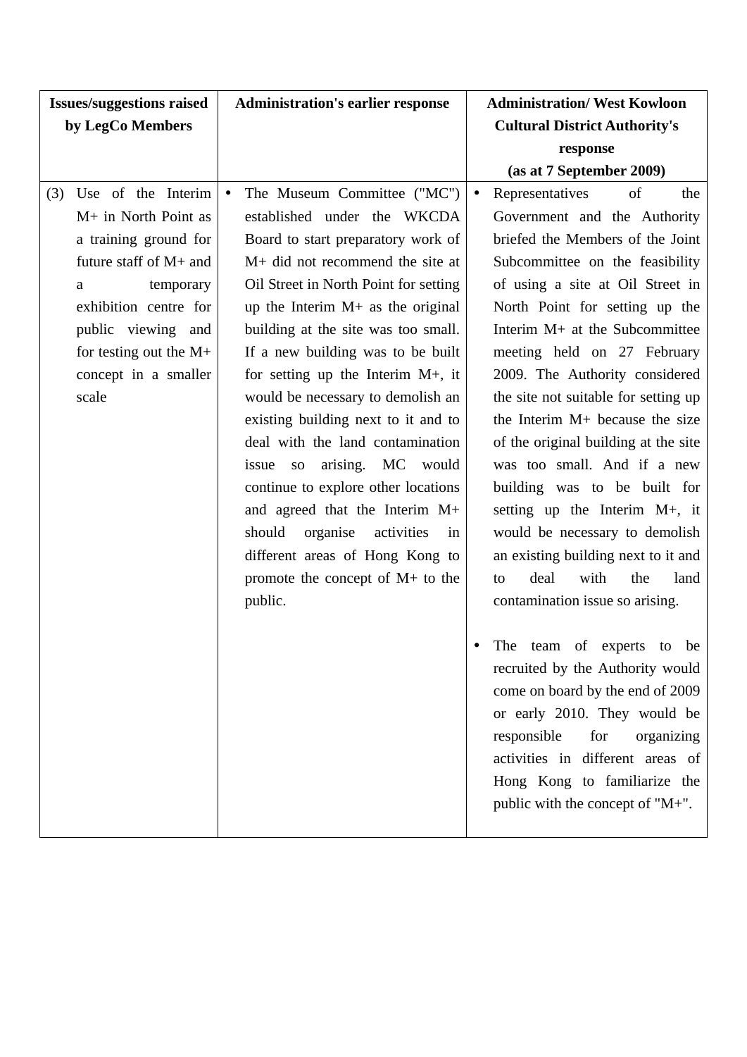| Issues/suggestions raised by LegCo Members | Administration's earlier response | Administration/ West Kowloon Cultural District Authority's response (as at 7 September 2009) |
|---|---|---|
| (3) Use of the Interim M+ in North Point as a training ground for future staff of M+ and a temporary exhibition centre for public viewing and for testing out the M+ concept in a smaller scale | • The Museum Committee ("MC") established under the WKCDA Board to start preparatory work of M+ did not recommend the site at Oil Street in North Point for setting up the Interim M+ as the original building at the site was too small. If a new building was to be built for setting up the Interim M+, it would be necessary to demolish an existing building next to it and to deal with the land contamination issue so arising. MC would continue to explore other locations and agreed that the Interim M+ should organise activities in different areas of Hong Kong to promote the concept of M+ to the public. | • Representatives of the Government and the Authority briefed the Members of the Joint Subcommittee on the feasibility of using a site at Oil Street in North Point for setting up the Interim M+ at the Subcommittee meeting held on 27 February 2009. The Authority considered the site not suitable for setting up the Interim M+ because the size of the original building at the site was too small. And if a new building was to be built for setting up the Interim M+, it would be necessary to demolish an existing building next to it and to deal with the land contamination issue so arising.<br><br>• The team of experts to be recruited by the Authority would come on board by the end of 2009 or early 2010. They would be responsible for organizing activities in different areas of Hong Kong to familiarize the public with the concept of "M+". |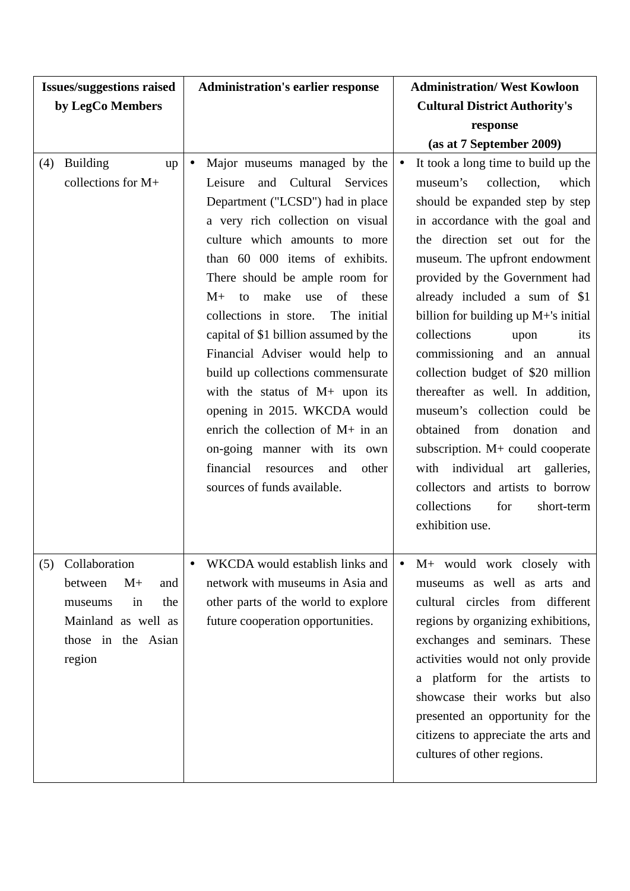| Issues/suggestions raised by LegCo Members | Administration's earlier response | Administration/ West Kowloon Cultural District Authority's response (as at 7 September 2009) |
| --- | --- | --- |
| (4) Building up collections for M+ | • Major museums managed by the Leisure and Cultural Services Department ("LCSD") had in place a very rich collection on visual culture which amounts to more than 60 000 items of exhibits. There should be ample room for M+ to make use of these collections in store. The initial capital of $1 billion assumed by the Financial Adviser would help to build up collections commensurate with the status of M+ upon its opening in 2015. WKCDA would enrich the collection of M+ in an on-going manner with its own financial resources and other sources of funds available. | • It took a long time to build up the museum's collection, which should be expanded step by step in accordance with the goal and the direction set out for the museum. The upfront endowment provided by the Government had already included a sum of $1 billion for building up M+'s initial collections upon its commissioning and an annual collection budget of $20 million thereafter as well. In addition, museum's collection could be obtained from donation and subscription. M+ could cooperate with individual art galleries, collectors and artists to borrow collections for short-term exhibition use. |
| (5) Collaboration between M+ and museums in the Mainland as well as those in the Asian region | • WKCDA would establish links and network with museums in Asia and other parts of the world to explore future cooperation opportunities. | • M+ would work closely with museums as well as arts and cultural circles from different regions by organizing exhibitions, exchanges and seminars. These activities would not only provide a platform for the artists to showcase their works but also presented an opportunity for the citizens to appreciate the arts and cultures of other regions. |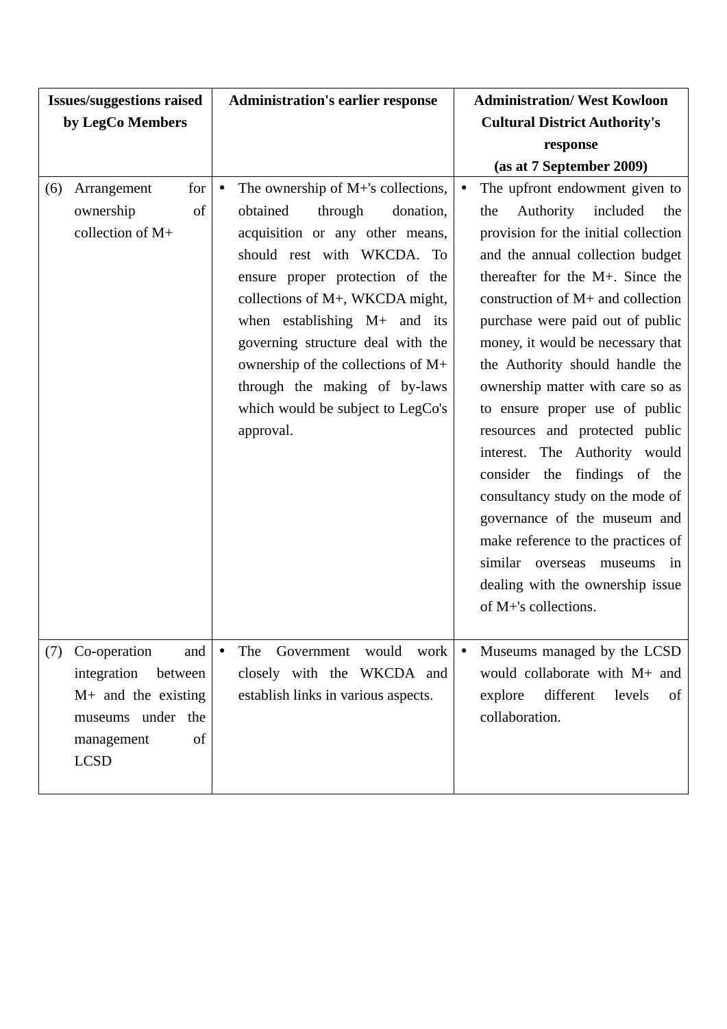| Issues/suggestions raised by LegCo Members | Administration's earlier response | Administration/ West Kowloon Cultural District Authority's response (as at 7 September 2009) |
|---|---|---|
| (6) Arrangement for ownership of collection of M+ | • The ownership of M+'s collections, obtained through donation, acquisition or any other means, should rest with WKCDA. To ensure proper protection of the collections of M+, WKCDA might, when establishing M+ and its governing structure deal with the ownership of the collections of M+ through the making of by-laws which would be subject to LegCo's approval. | • The upfront endowment given to the Authority included the provision for the initial collection and the annual collection budget thereafter for the M+. Since the construction of M+ and collection purchase were paid out of public money, it would be necessary that the Authority should handle the ownership matter with care so as to ensure proper use of public resources and protected public interest. The Authority would consider the findings of the consultancy study on the mode of governance of the museum and make reference to the practices of similar overseas museums in dealing with the ownership issue of M+'s collections. |
| (7) Co-operation and integration between M+ and the existing museums under the management of LCSD | • The Government would work closely with the WKCDA and establish links in various aspects. | • Museums managed by the LCSD would collaborate with M+ and explore different levels of collaboration. |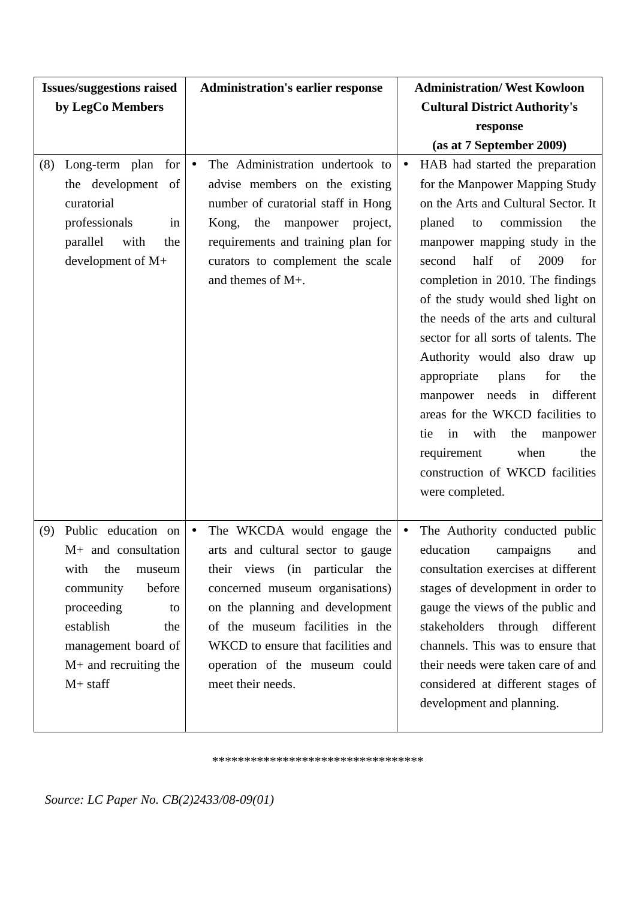| Issues/suggestions raised by LegCo Members | Administration's earlier response | Administration/ West Kowloon Cultural District Authority's response (as at 7 September 2009) |
|---|---|---|
| (8) Long-term plan for the development of curatorial professionals in parallel with the development of M+ | • The Administration undertook to advise members on the existing number of curatorial staff in Hong Kong, the manpower project, requirements and training plan for curators to complement the scale and themes of M+. | • HAB had started the preparation for the Manpower Mapping Study on the Arts and Cultural Sector. It planed to commission the manpower mapping study in the second half of 2009 for completion in 2010. The findings of the study would shed light on the needs of the arts and cultural sector for all sorts of talents. The Authority would also draw up appropriate plans for the manpower needs in different areas for the WKCD facilities to tie in with the manpower requirement when the construction of WKCD facilities were completed. |
| (9) Public education on M+ and consultation with the museum community before proceeding to establish the management board of M+ and recruiting the M+ staff | • The WKCDA would engage the arts and cultural sector to gauge their views (in particular the concerned museum organisations) on the planning and development of the museum facilities in the WKCD to ensure that facilities and operation of the museum could meet their needs. | • The Authority conducted public education campaigns and consultation exercises at different stages of development in order to gauge the views of the public and stakeholders through different channels. This was to ensure that their needs were taken care of and considered at different stages of development and planning. |

********************************

*Source: LC Paper No. CB(2)2433/08-09(01)*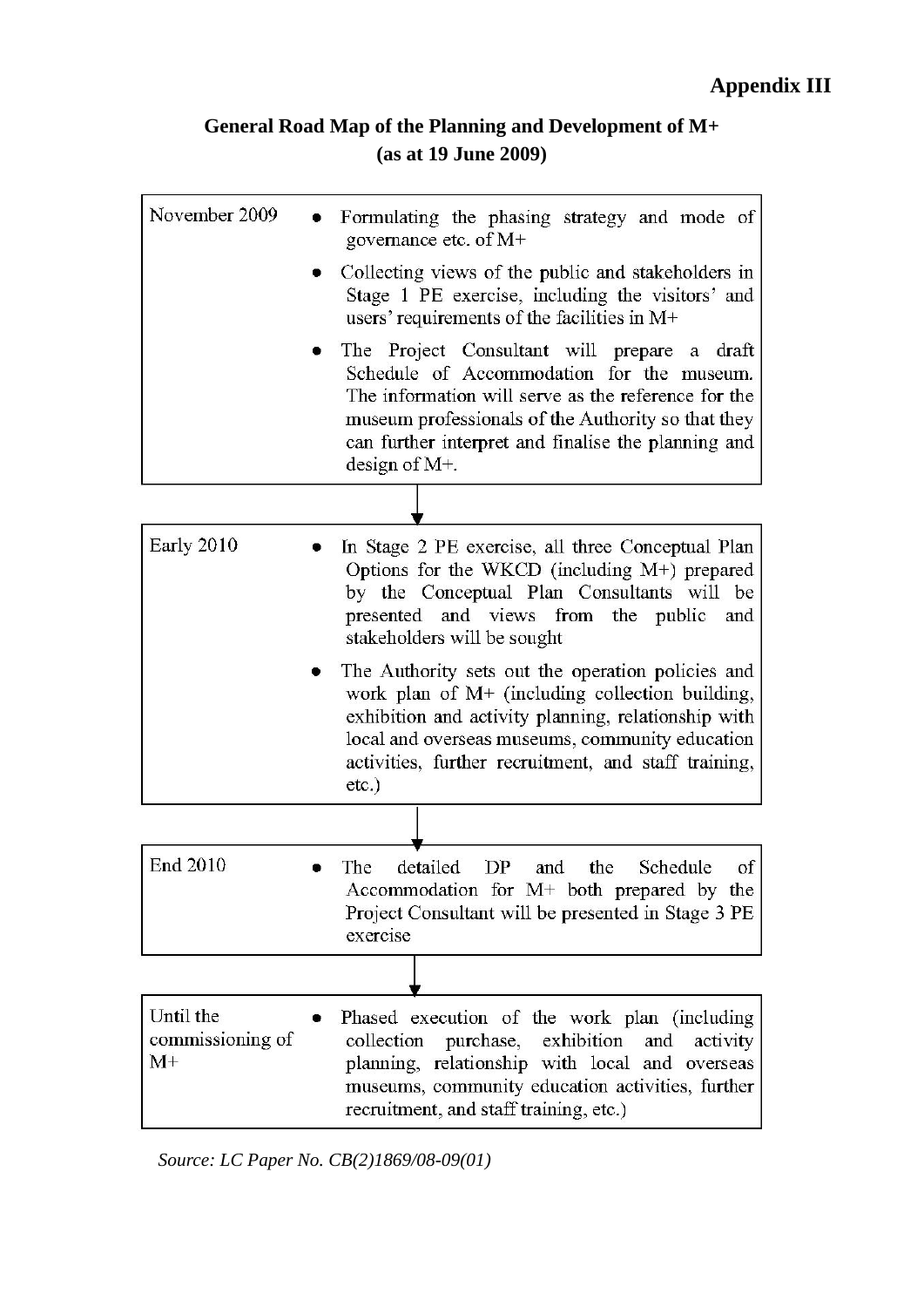**Appendix III**

## General Road Map of the Planning and Development of M+
## (as at 19 June 2009)

| | |
|---|---|
| November 2009 | • Formulating the phasing strategy and mode of governance etc. of M+<br>• Collecting views of the public and stakeholders in Stage 1 PE exercise, including the visitors' and users' requirements of the facilities in M+<br>• The Project Consultant will prepare a draft Schedule of Accommodation for the museum. The information will serve as the reference for the museum professionals of the Authority so that they can further interpret and finalise the planning and design of M+. |

↓

| | |
|---|---|
| Early 2010 | • In Stage 2 PE exercise, all three Conceptual Plan Options for the WKCD (including M+) prepared by the Conceptual Plan Consultants will be presented and views from the public and stakeholders will be sought<br>• The Authority sets out the operation policies and work plan of M+ (including collection building, exhibition and activity planning, relationship with local and overseas museums, community education activities, further recruitment, and staff training, etc.) |

↓

| | |
|---|---|
| End 2010 | • The detailed DP and the Schedule of Accommodation for M+ both prepared by the Project Consultant will be presented in Stage 3 PE exercise |

↓

| | |
|---|---|
| Until the commissioning of M+ | • Phased execution of the work plan (including collection purchase, exhibition and activity planning, relationship with local and overseas museums, community education activities, further recruitment, and staff training, etc.) |

*Source: LC Paper No. CB(2)1869/08-09(01)*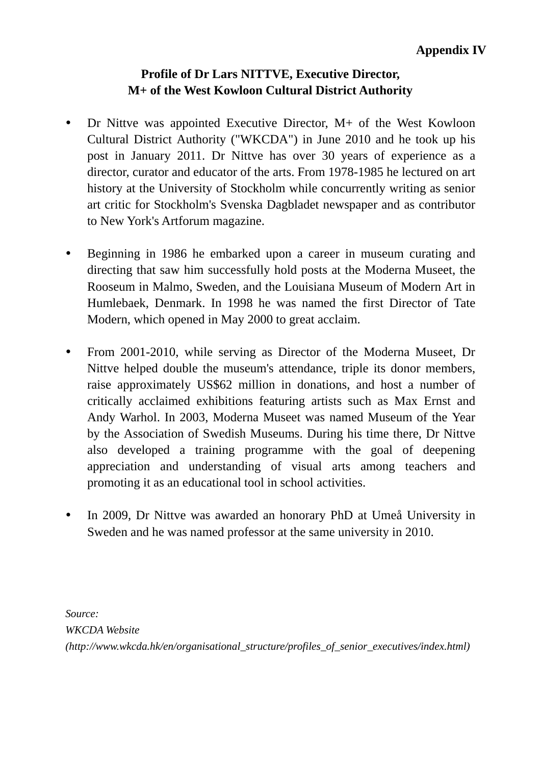**Appendix IV**

# Profile of Dr Lars NITTVE, Executive Director, M+ of the West Kowloon Cultural District Authority

- Dr Nittve was appointed Executive Director, M+ of the West Kowloon Cultural District Authority ("WKCDA") in June 2010 and he took up his post in January 2011. Dr Nittve has over 30 years of experience as a director, curator and educator of the arts. From 1978-1985 he lectured on art history at the University of Stockholm while concurrently writing as senior art critic for Stockholm's Svenska Dagbladet newspaper and as contributor to New York's Artforum magazine.

- Beginning in 1986 he embarked upon a career in museum curating and directing that saw him successfully hold posts at the Moderna Museet, the Rooseum in Malmo, Sweden, and the Louisiana Museum of Modern Art in Humlebaek, Denmark. In 1998 he was named the first Director of Tate Modern, which opened in May 2000 to great acclaim.

- From 2001-2010, while serving as Director of the Moderna Museet, Dr Nittve helped double the museum's attendance, triple its donor members, raise approximately US$62 million in donations, and host a number of critically acclaimed exhibitions featuring artists such as Max Ernst and Andy Warhol. In 2003, Moderna Museet was named Museum of the Year by the Association of Swedish Museums. During his time there, Dr Nittve also developed a training programme with the goal of deepening appreciation and understanding of visual arts among teachers and promoting it as an educational tool in school activities.

- In 2009, Dr Nittve was awarded an honorary PhD at Umeå University in Sweden and he was named professor at the same university in 2010.

*Source:*
*WKCDA Website*
*(http://www.wkcda.hk/en/organisational_structure/profiles_of_senior_executives/index.html)*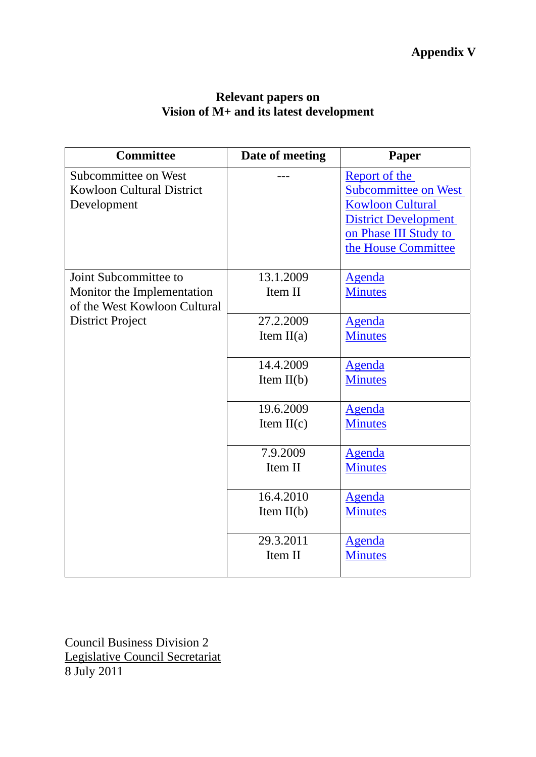**Appendix V**

**Relevant papers on**
**Vision of M+ and its latest development**

| Committee | Date of meeting | Paper |
|---|---|---|
| Subcommittee on West Kowloon Cultural District Development | --- | Report of the Subcommittee on West Kowloon Cultural District Development on Phase III Study to the House Committee |
| Joint Subcommittee to Monitor the Implementation of the West Kowloon Cultural District Project | 13.1.2009<br>Item II | Agenda<br>Minutes |
| | 27.2.2009<br>Item II(a) | Agenda<br>Minutes |
| | 14.4.2009<br>Item II(b) | Agenda<br>Minutes |
| | 19.6.2009<br>Item II(c) | Agenda<br>Minutes |
| | 7.9.2009<br>Item II | Agenda<br>Minutes |
| | 16.4.2010<br>Item II(b) | Agenda<br>Minutes |
| | 29.3.2011<br>Item II | Agenda<br>Minutes |

Council Business Division 2
Legislative Council Secretariat
8 July 2011